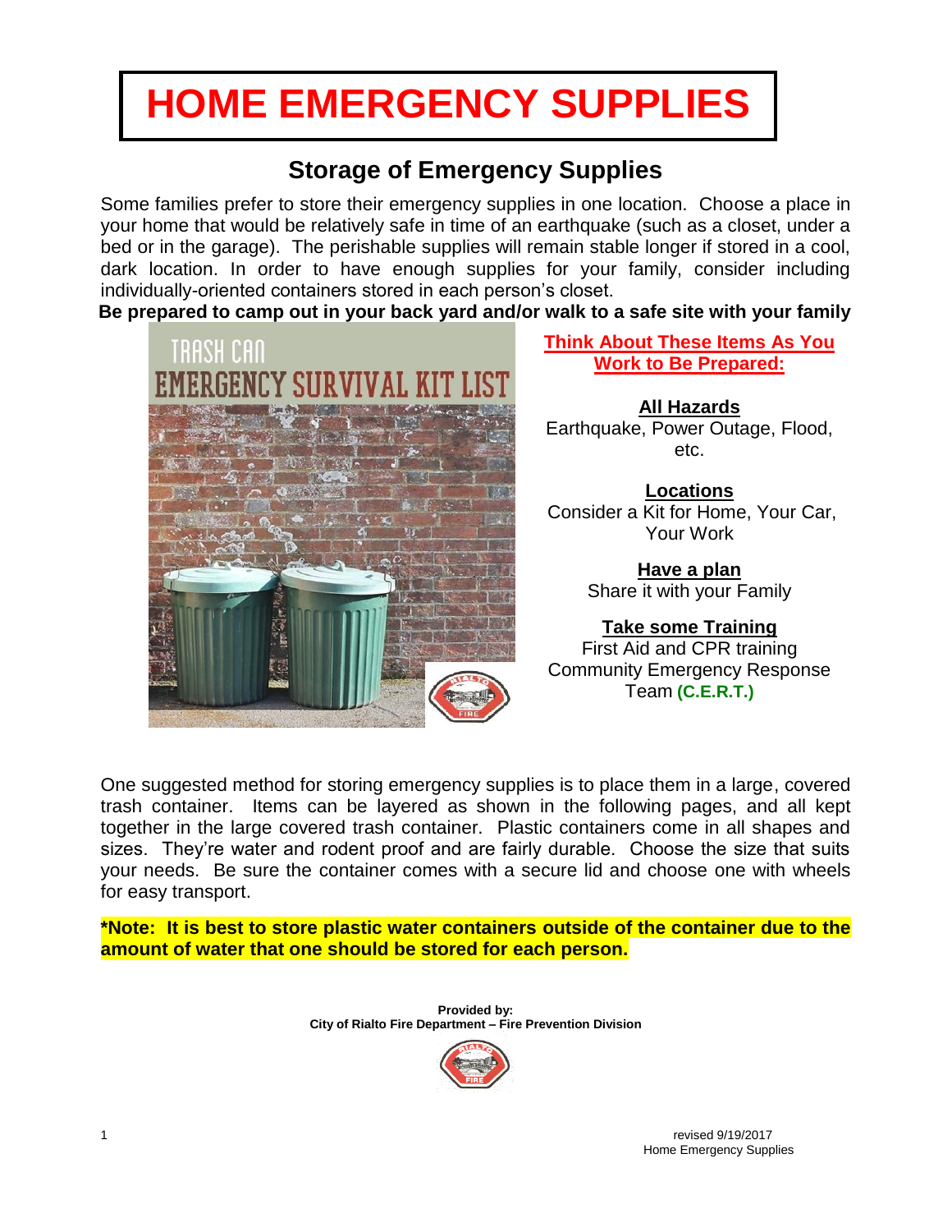# HOME EMERGENCY SUPPLIES

## Storage of Emergency Supplies

Some families prefer to store their emergency supplies in one location. Choose a place in your home that would be relatively safe in time of an earthquake (such as a closet, under a bed or in the garage). The perishable supplies will remain stable longer if stored in a cool, dark location. In order to have enough supplies for your family, consider including individually-oriented containers stored in each person's closet.

**Be prepared to camp out in your back yard and/or walk to a safe site with your family**

TRASH CAN
EMERGENCY SURVIVAL KIT LIST

**Think About These Items As You Work to Be Prepared:**

**All Hazards**
Earthquake, Power Outage, Flood, etc.

**Locations**
Consider a Kit for Home, Your Car, Your Work

**Have a plan**
Share it with your Family

**Take some Training**
First Aid and CPR training
Community Emergency Response Team **(C.E.R.T.)**

One suggested method for storing emergency supplies is to place them in a large, covered trash container. Items can be layered as shown in the following pages, and all kept together in the large covered trash container. Plastic containers come in all shapes and sizes. They're water and rodent proof and are fairly durable. Choose the size that suits your needs. Be sure the container comes with a secure lid and choose one with wheels for easy transport.

***Note: It is best to store plastic water containers outside of the container due to the amount of water that one should be stored for each person.**

**Provided by:**
**City of Rialto Fire Department – Fire Prevention Division**

revised 9/19/2017
Home Emergency Supplies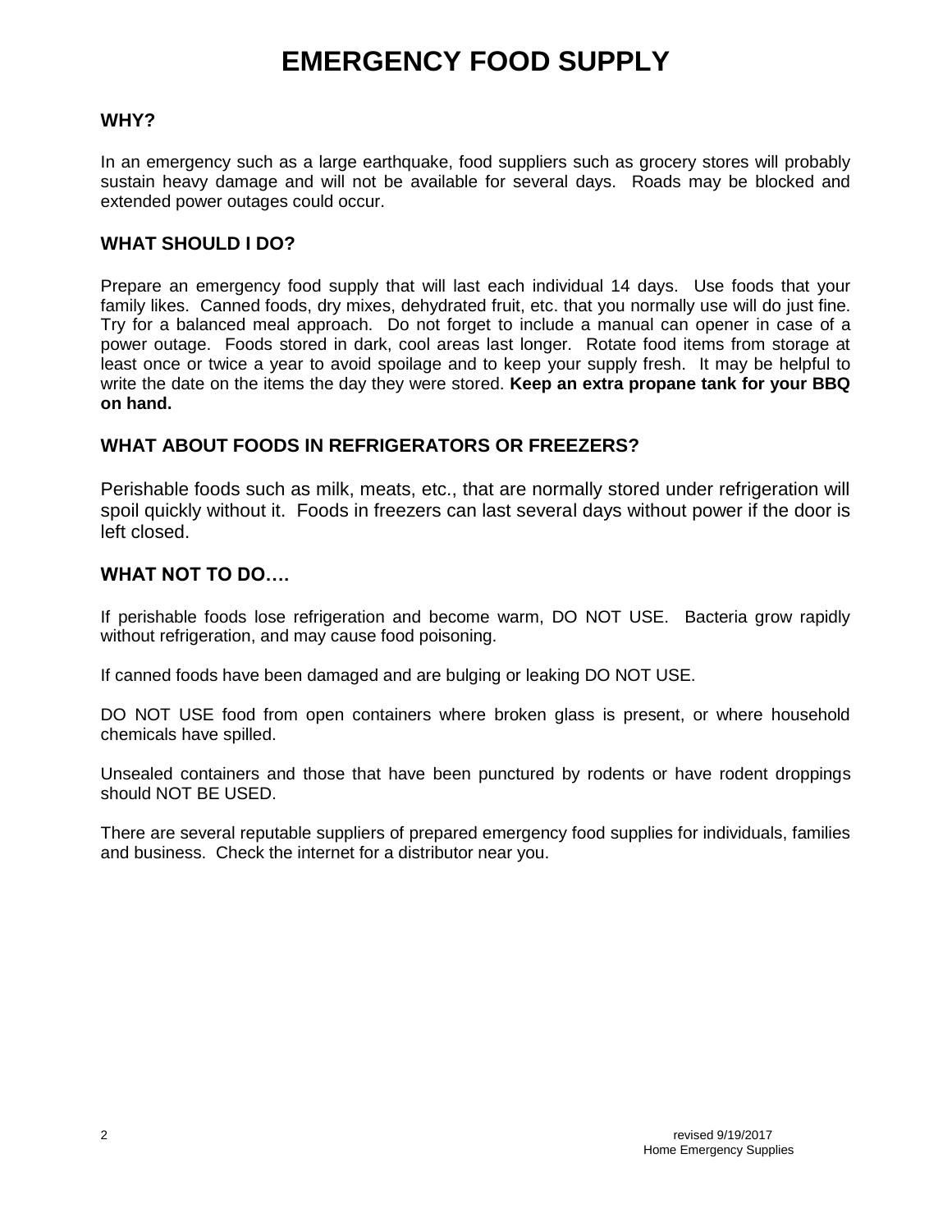# EMERGENCY FOOD SUPPLY

### WHY?

In an emergency such as a large earthquake, food suppliers such as grocery stores will probably sustain heavy damage and will not be available for several days. Roads may be blocked and extended power outages could occur.

### WHAT SHOULD I DO?

Prepare an emergency food supply that will last each individual 14 days. Use foods that your family likes. Canned foods, dry mixes, dehydrated fruit, etc. that you normally use will do just fine. Try for a balanced meal approach. Do not forget to include a manual can opener in case of a power outage. Foods stored in dark, cool areas last longer. Rotate food items from storage at least once or twice a year to avoid spoilage and to keep your supply fresh. It may be helpful to write the date on the items the day they were stored. **Keep an extra propane tank for your BBQ on hand.**

### WHAT ABOUT FOODS IN REFRIGERATORS OR FREEZERS?

Perishable foods such as milk, meats, etc., that are normally stored under refrigeration will spoil quickly without it. Foods in freezers can last several days without power if the door is left closed.

### WHAT NOT TO DO….

If perishable foods lose refrigeration and become warm, DO NOT USE. Bacteria grow rapidly without refrigeration, and may cause food poisoning.

If canned foods have been damaged and are bulging or leaking DO NOT USE.

DO NOT USE food from open containers where broken glass is present, or where household chemicals have spilled.

Unsealed containers and those that have been punctured by rodents or have rodent droppings should NOT BE USED.

There are several reputable suppliers of prepared emergency food supplies for individuals, families and business. Check the internet for a distributor near you.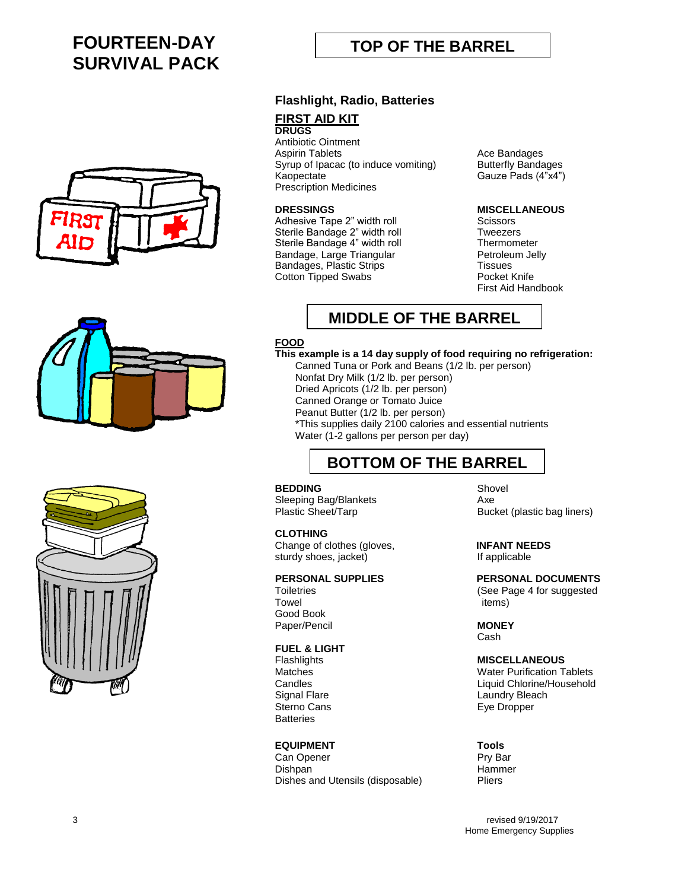# FOURTEEN-DAY SURVIVAL PACK

## TOP OF THE BARREL

### Flashlight, Radio, Batteries

### FIRST AID KIT

**DRUGS**

Antibiotic Ointment
Aspirin Tablets
Syrup of Ipacac (to induce vomiting)
Kaopectate
Prescription Medicines

Ace Bandages
Butterfly Bandages
Gauze Pads (4"x4")

**DRESSINGS**

Adhesive Tape 2" width roll
Sterile Bandage 2" width roll
Sterile Bandage 4" width roll
Bandage, Large Triangular
Bandages, Plastic Strips
Cotton Tipped Swabs

**MISCELLANEOUS**

Scissors
Tweezers
Thermometer
Petroleum Jelly
Tissues
Pocket Knife
First Aid Handbook

## MIDDLE OF THE BARREL

**FOOD**

**This example is a 14 day supply of food requiring no refrigeration:**

Canned Tuna or Pork and Beans (1/2 lb. per person)
Nonfat Dry Milk (1/2 lb. per person)
Dried Apricots (1/2 lb. per person)
Canned Orange or Tomato Juice
Peanut Butter (1/2 lb. per person)
*This supplies daily 2100 calories and essential nutrients
Water (1-2 gallons per person per day)

## BOTTOM OF THE BARREL

**BEDDING**

Sleeping Bag/Blankets
Plastic Sheet/Tarp

**CLOTHING**

Change of clothes (gloves, sturdy shoes, jacket)

**PERSONAL SUPPLIES**

Toiletries
Towel
Good Book
Paper/Pencil

**FUEL & LIGHT**

Flashlights
Matches
Candles
Signal Flare
Sterno Cans
Batteries

**EQUIPMENT**

Can Opener
Dishpan
Dishes and Utensils (disposable)

Shovel
Axe
Bucket (plastic bag liners)

**INFANT NEEDS**

If applicable

**PERSONAL DOCUMENTS**

(See Page 4 for suggested items)

**MONEY**

Cash

**MISCELLANEOUS**

Water Purification Tablets
Liquid Chlorine/Household
Laundry Bleach
Eye Dropper

**Tools**

Pry Bar
Hammer
Pliers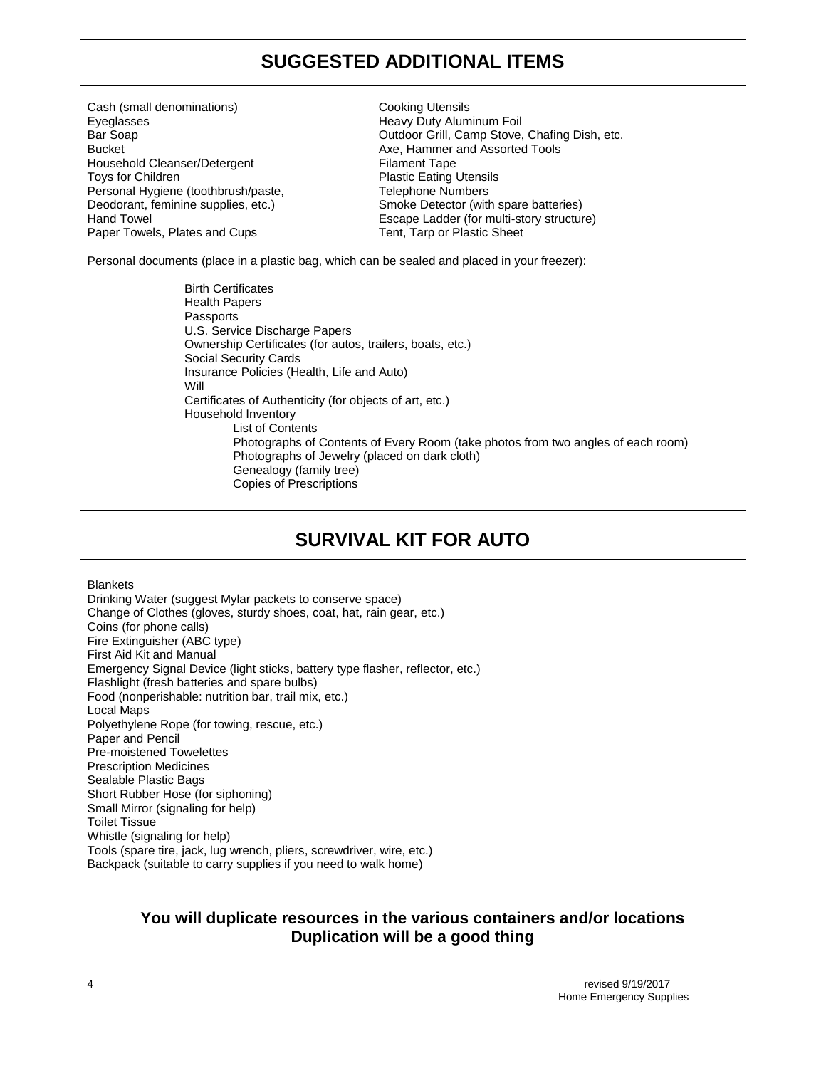## SUGGESTED ADDITIONAL ITEMS

Cash (small denominations)
Eyeglasses
Bar Soap
Bucket
Household Cleanser/Detergent
Toys for Children
Personal Hygiene (toothbrush/paste, Deodorant, feminine supplies, etc.)
Hand Towel
Paper Towels, Plates and Cups
Cooking Utensils
Heavy Duty Aluminum Foil
Outdoor Grill, Camp Stove, Chafing Dish, etc.
Axe, Hammer and Assorted Tools
Filament Tape
Plastic Eating Utensils
Telephone Numbers
Smoke Detector (with spare batteries)
Escape Ladder (for multi-story structure)
Tent, Tarp or Plastic Sheet

Personal documents (place in a plastic bag, which can be sealed and placed in your freezer):

- Birth Certificates
- Health Papers
- Passports
- U.S. Service Discharge Papers
- Ownership Certificates (for autos, trailers, boats, etc.)
- Social Security Cards
- Insurance Policies (Health, Life and Auto)
- Will
- Certificates of Authenticity (for objects of art, etc.)
- Household Inventory
  - List of Contents
  - Photographs of Contents of Every Room (take photos from two angles of each room)
  - Photographs of Jewelry (placed on dark cloth)
  - Genealogy (family tree)
  - Copies of Prescriptions

## SURVIVAL KIT FOR AUTO

Blankets
Drinking Water (suggest Mylar packets to conserve space)
Change of Clothes (gloves, sturdy shoes, coat, hat, rain gear, etc.)
Coins (for phone calls)
Fire Extinguisher (ABC type)
First Aid Kit and Manual
Emergency Signal Device (light sticks, battery type flasher, reflector, etc.)
Flashlight (fresh batteries and spare bulbs)
Food (nonperishable: nutrition bar, trail mix, etc.)
Local Maps
Polyethylene Rope (for towing, rescue, etc.)
Paper and Pencil
Pre-moistened Towelettes
Prescription Medicines
Sealable Plastic Bags
Short Rubber Hose (for siphoning)
Small Mirror (signaling for help)
Toilet Tissue
Whistle (signaling for help)
Tools (spare tire, jack, lug wrench, pliers, screwdriver, wire, etc.)
Backpack (suitable to carry supplies if you need to walk home)

**You will duplicate resources in the various containers and/or locations**
**Duplication will be a good thing**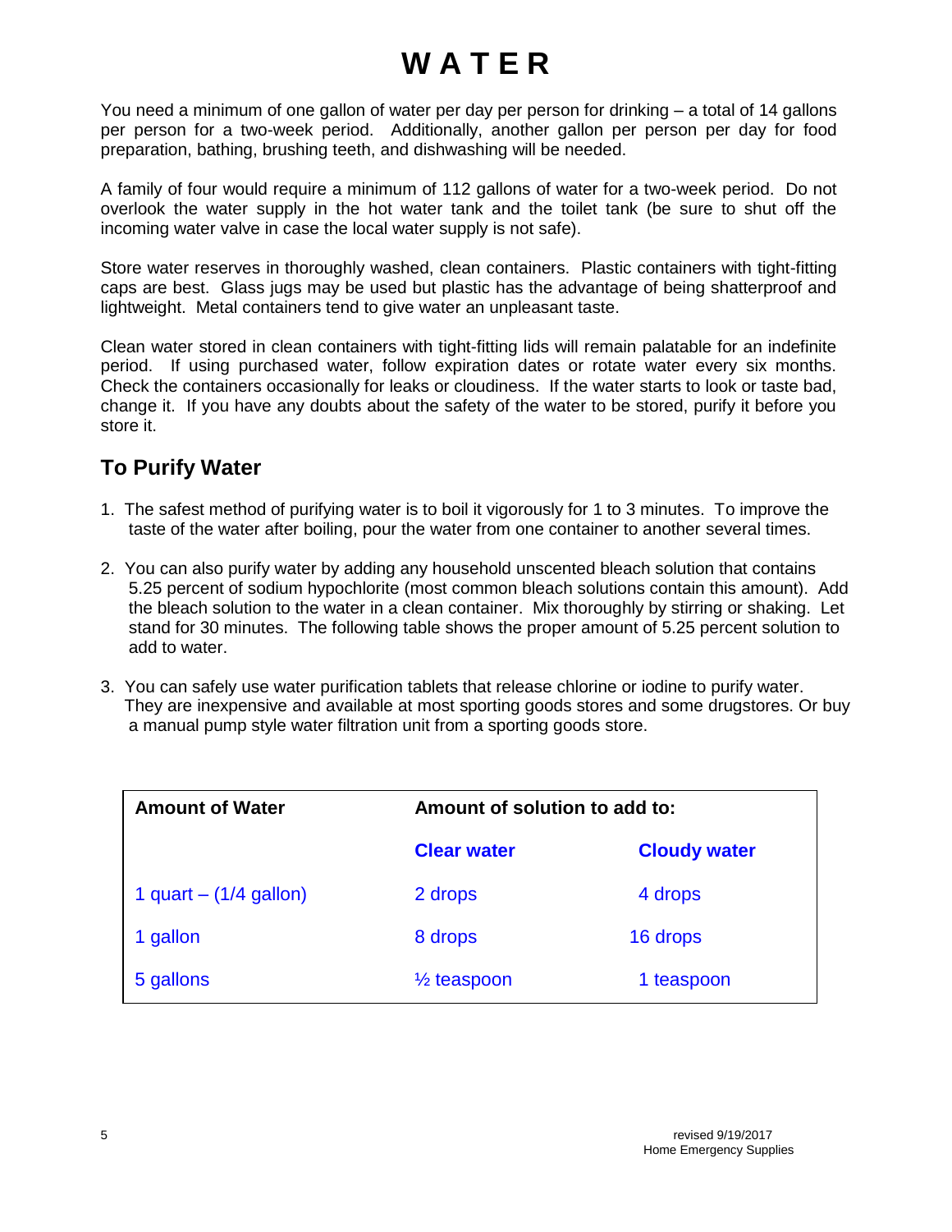# WATER

You need a minimum of one gallon of water per day per person for drinking – a total of 14 gallons per person for a two-week period. Additionally, another gallon per person per day for food preparation, bathing, brushing teeth, and dishwashing will be needed.

A family of four would require a minimum of 112 gallons of water for a two-week period. Do not overlook the water supply in the hot water tank and the toilet tank (be sure to shut off the incoming water valve in case the local water supply is not safe).

Store water reserves in thoroughly washed, clean containers. Plastic containers with tight-fitting caps are best. Glass jugs may be used but plastic has the advantage of being shatterproof and lightweight. Metal containers tend to give water an unpleasant taste.

Clean water stored in clean containers with tight-fitting lids will remain palatable for an indefinite period. If using purchased water, follow expiration dates or rotate water every six months. Check the containers occasionally for leaks or cloudiness. If the water starts to look or taste bad, change it. If you have any doubts about the safety of the water to be stored, purify it before you store it.

## To Purify Water

1. The safest method of purifying water is to boil it vigorously for 1 to 3 minutes. To improve the taste of the water after boiling, pour the water from one container to another several times.

2. You can also purify water by adding any household unscented bleach solution that contains 5.25 percent of sodium hypochlorite (most common bleach solutions contain this amount). Add the bleach solution to the water in a clean container. Mix thoroughly by stirring or shaking. Let stand for 30 minutes. The following table shows the proper amount of 5.25 percent solution to add to water.

3. You can safely use water purification tablets that release chlorine or iodine to purify water. They are inexpensive and available at most sporting goods stores and some drugstores. Or buy a manual pump style water filtration unit from a sporting goods store.

| **Amount of Water** | **Amount of solution to add to:** | |
|---|---|---|
| | **Clear water** | **Cloudy water** |
| 1 quart – (1/4 gallon) | 2 drops | 4 drops |
| 1 gallon | 8 drops | 16 drops |
| 5 gallons | ½ teaspoon | 1 teaspoon |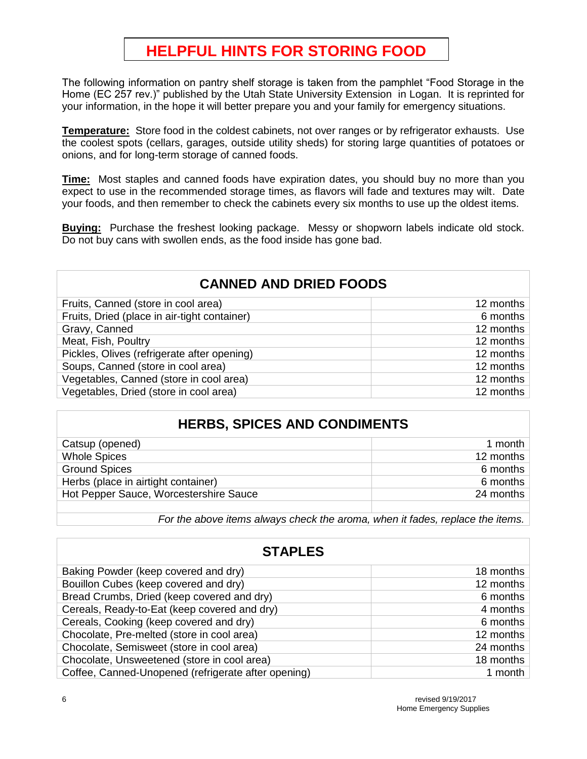# HELPFUL HINTS FOR STORING FOOD

The following information on pantry shelf storage is taken from the pamphlet "Food Storage in the Home (EC 257 rev.)" published by the Utah State University Extension in Logan. It is reprinted for your information, in the hope it will better prepare you and your family for emergency situations.

**Temperature:** Store food in the coldest cabinets, not over ranges or by refrigerator exhausts. Use the coolest spots (cellars, garages, outside utility sheds) for storing large quantities of potatoes or onions, and for long-term storage of canned foods.

**Time:** Most staples and canned foods have expiration dates, you should buy no more than you expect to use in the recommended storage times, as flavors will fade and textures may wilt. Date your foods, and then remember to check the cabinets every six months to use up the oldest items.

**Buying:** Purchase the freshest looking package. Messy or shopworn labels indicate old stock. Do not buy cans with swollen ends, as the food inside has gone bad.

| CANNED AND DRIED FOODS | |
|---|---|
| Fruits, Canned (store in cool area) | 12 months |
| Fruits, Dried (place in air-tight container) | 6 months |
| Gravy, Canned | 12 months |
| Meat, Fish, Poultry | 12 months |
| Pickles, Olives (refrigerate after opening) | 12 months |
| Soups, Canned (store in cool area) | 12 months |
| Vegetables, Canned (store in cool area) | 12 months |
| Vegetables, Dried (store in cool area) | 12 months |

| HERBS, SPICES AND CONDIMENTS | |
|---|---|
| Catsup (opened) | 1 month |
| Whole Spices | 12 months |
| Ground Spices | 6 months |
| Herbs (place in airtight container) | 6 months |
| Hot Pepper Sauce, Worcestershire Sauce | 24 months |
| | |
| *For the above items always check the aroma, when it fades, replace the items.* | |

| STAPLES | |
|---|---|
| Baking Powder (keep covered and dry) | 18 months |
| Bouillon Cubes (keep covered and dry) | 12 months |
| Bread Crumbs, Dried (keep covered and dry) | 6 months |
| Cereals, Ready-to-Eat (keep covered and dry) | 4 months |
| Cereals, Cooking (keep covered and dry) | 6 months |
| Chocolate, Pre-melted (store in cool area) | 12 months |
| Chocolate, Semisweet (store in cool area) | 24 months |
| Chocolate, Unsweetened (store in cool area) | 18 months |
| Coffee, Canned-Unopened (refrigerate after opening) | 1 month |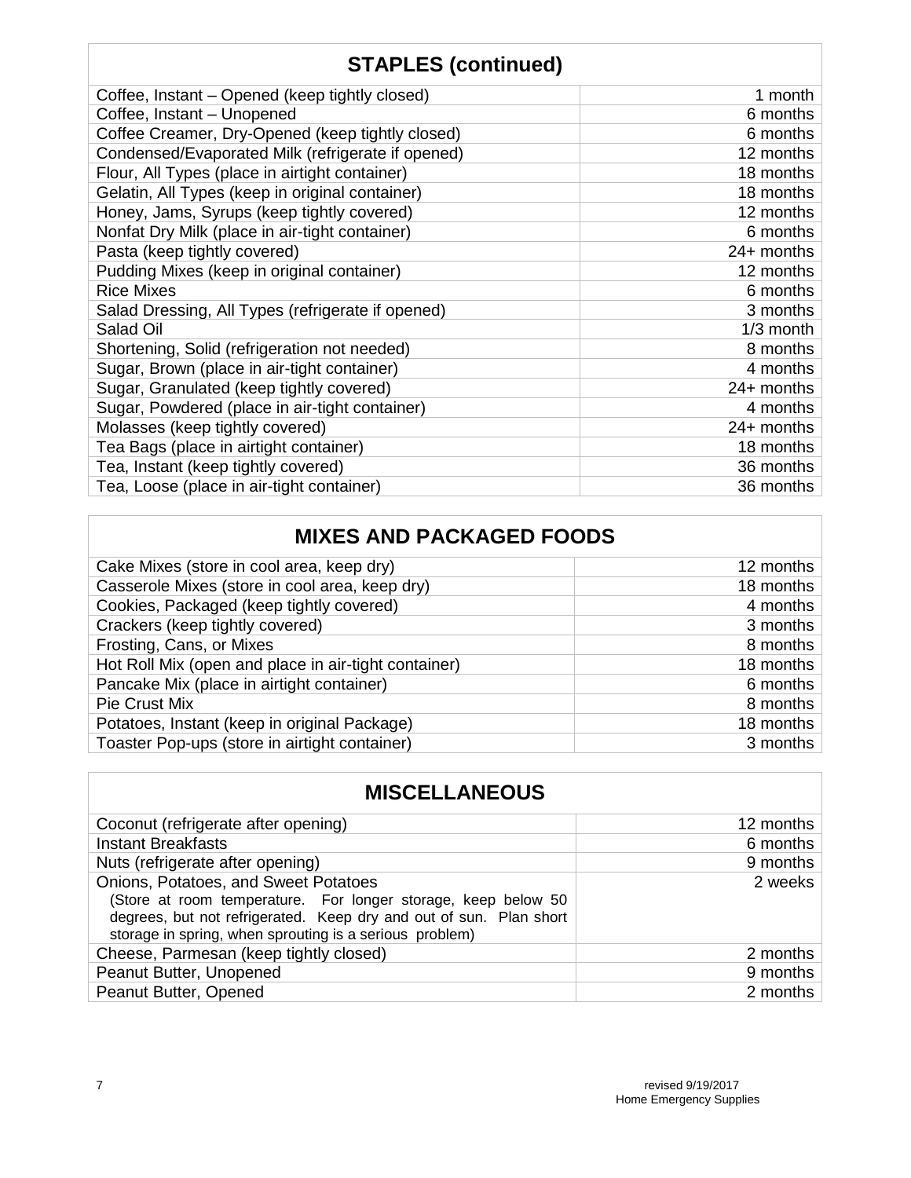| STAPLES (continued) | |
|---|---|
| Coffee, Instant – Opened (keep tightly closed) | 1 month |
| Coffee, Instant – Unopened | 6 months |
| Coffee Creamer, Dry-Opened (keep tightly closed) | 6 months |
| Condensed/Evaporated Milk (refrigerate if opened) | 12 months |
| Flour, All Types (place in airtight container) | 18 months |
| Gelatin, All Types (keep in original container) | 18 months |
| Honey, Jams, Syrups (keep tightly covered) | 12 months |
| Nonfat Dry Milk (place in air-tight container) | 6 months |
| Pasta (keep tightly covered) | 24+ months |
| Pudding Mixes (keep in original container) | 12 months |
| Rice Mixes | 6 months |
| Salad Dressing, All Types (refrigerate if opened) | 3 months |
| Salad Oil | 1/3 month |
| Shortening, Solid (refrigeration not needed) | 8 months |
| Sugar, Brown (place in air-tight container) | 4 months |
| Sugar, Granulated (keep tightly covered) | 24+ months |
| Sugar, Powdered (place in air-tight container) | 4 months |
| Molasses (keep tightly covered) | 24+ months |
| Tea Bags (place in airtight container) | 18 months |
| Tea, Instant (keep tightly covered) | 36 months |
| Tea, Loose (place in air-tight container) | 36 months |

| MIXES AND PACKAGED FOODS | |
|---|---|
| Cake Mixes (store in cool area, keep dry) | 12 months |
| Casserole Mixes (store in cool area, keep dry) | 18 months |
| Cookies, Packaged (keep tightly covered) | 4 months |
| Crackers (keep tightly covered) | 3 months |
| Frosting, Cans, or Mixes | 8 months |
| Hot Roll Mix (open and place in air-tight container) | 18 months |
| Pancake Mix (place in airtight container) | 6 months |
| Pie Crust Mix | 8 months |
| Potatoes, Instant (keep in original Package) | 18 months |
| Toaster Pop-ups (store in airtight container) | 3 months |

| MISCELLANEOUS | |
|---|---|
| Coconut (refrigerate after opening) | 12 months |
| Instant Breakfasts | 6 months |
| Nuts (refrigerate after opening) | 9 months |
| Onions, Potatoes, and Sweet Potatoes (Store at room temperature. For longer storage, keep below 50 degrees, but not refrigerated. Keep dry and out of sun. Plan short storage in spring, when sprouting is a serious problem) | 2 weeks |
| Cheese, Parmesan (keep tightly closed) | 2 months |
| Peanut Butter, Unopened | 9 months |
| Peanut Butter, Opened | 2 months |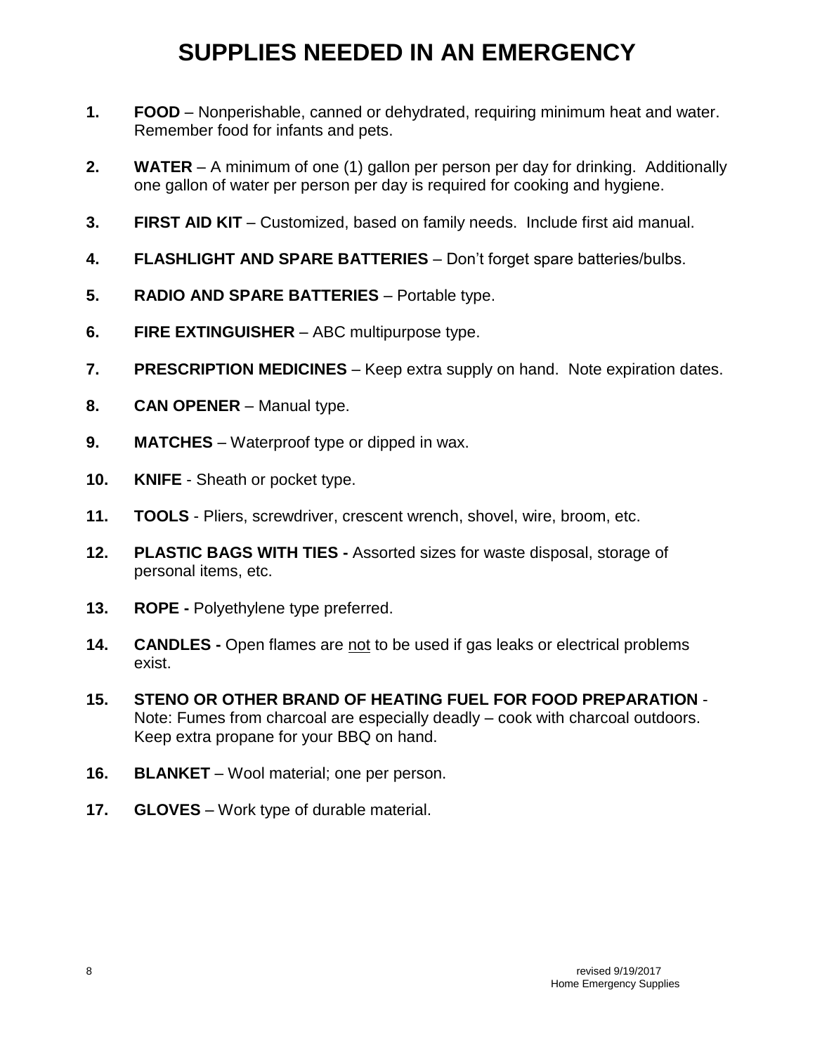# SUPPLIES NEEDED IN AN EMERGENCY

1. **FOOD** – Nonperishable, canned or dehydrated, requiring minimum heat and water. Remember food for infants and pets.

2. **WATER** – A minimum of one (1) gallon per person per day for drinking. Additionally one gallon of water per person per day is required for cooking and hygiene.

3. **FIRST AID KIT** – Customized, based on family needs. Include first aid manual.

4. **FLASHLIGHT AND SPARE BATTERIES** – Don't forget spare batteries/bulbs.

5. **RADIO AND SPARE BATTERIES** – Portable type.

6. **FIRE EXTINGUISHER** – ABC multipurpose type.

7. **PRESCRIPTION MEDICINES** – Keep extra supply on hand. Note expiration dates.

8. **CAN OPENER** – Manual type.

9. **MATCHES** – Waterproof type or dipped in wax.

10. **KNIFE** - Sheath or pocket type.

11. **TOOLS** - Pliers, screwdriver, crescent wrench, shovel, wire, broom, etc.

12. **PLASTIC BAGS WITH TIES -** Assorted sizes for waste disposal, storage of personal items, etc.

13. **ROPE -** Polyethylene type preferred.

14. **CANDLES -** Open flames are <u>not</u> to be used if gas leaks or electrical problems exist.

15. **STENO OR OTHER BRAND OF HEATING FUEL FOR FOOD PREPARATION** - Note: Fumes from charcoal are especially deadly – cook with charcoal outdoors. Keep extra propane for your BBQ on hand.

16. **BLANKET** – Wool material; one per person.

17. **GLOVES** – Work type of durable material.

revised 9/19/2017
Home Emergency Supplies